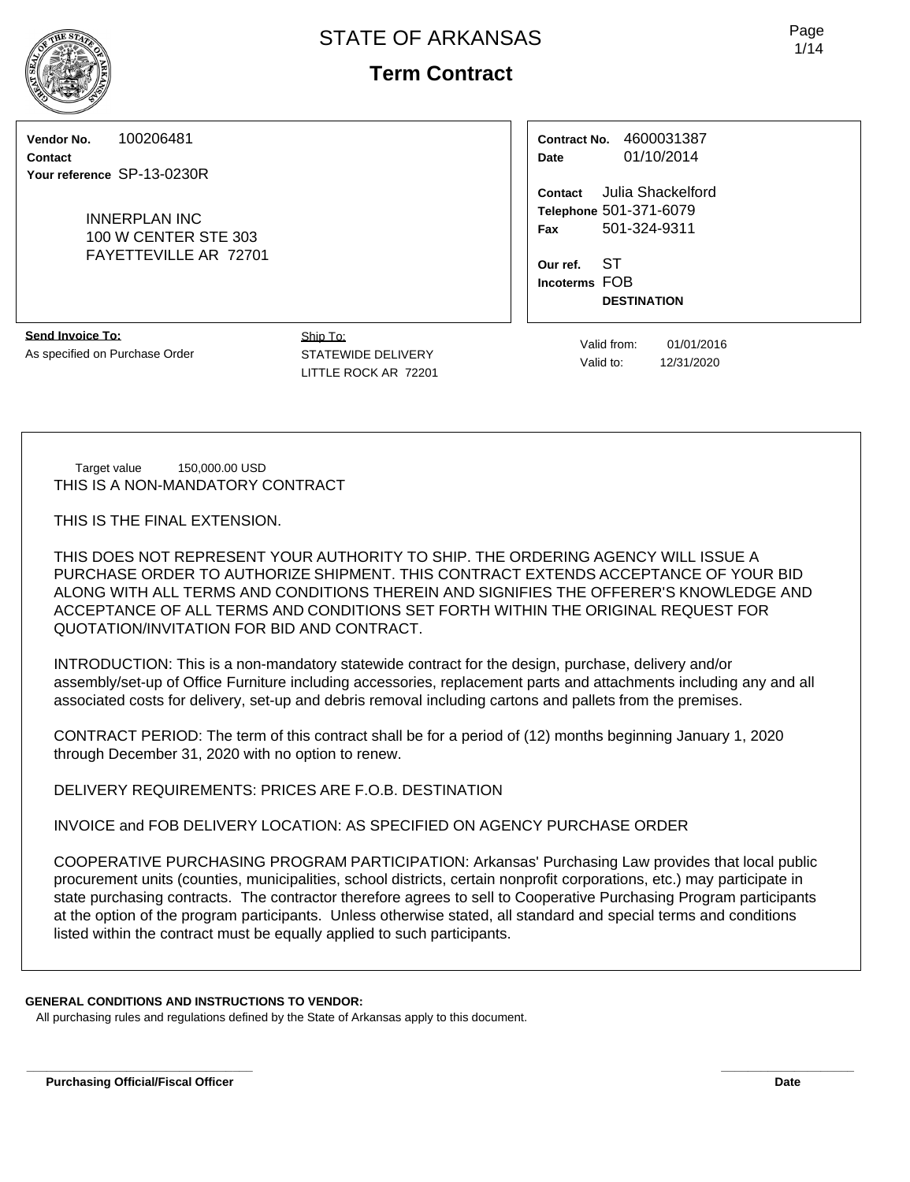# STATE OF ARKANSAS

## Term Contract

**Vendor No.** 100206481
**Contact**
**Your reference** SP-13-0230R

INNERPLAN INC
100 W CENTER STE 303
FAYETTEVILLE AR 72701

**Contract No.** 4600031387
**Date** 01/10/2014

**Contact** Julia Shackelford
**Telephone** 501-371-6079
**Fax** 501-324-9311

**Our ref.** ST
**Incoterms** FOB
**DESTINATION**

**Send Invoice To:**
As specified on Purchase Order

Ship To:
STATEWIDE DELIVERY
LITTLE ROCK AR 72201

Valid from: 01/01/2016
Valid to: 12/31/2020

Target value 150,000.00 USD

THIS IS A NON-MANDATORY CONTRACT

THIS IS THE FINAL EXTENSION.

THIS DOES NOT REPRESENT YOUR AUTHORITY TO SHIP. THE ORDERING AGENCY WILL ISSUE A PURCHASE ORDER TO AUTHORIZE SHIPMENT. THIS CONTRACT EXTENDS ACCEPTANCE OF YOUR BID ALONG WITH ALL TERMS AND CONDITIONS THEREIN AND SIGNIFIES THE OFFERER'S KNOWLEDGE AND ACCEPTANCE OF ALL TERMS AND CONDITIONS SET FORTH WITHIN THE ORIGINAL REQUEST FOR QUOTATION/INVITATION FOR BID AND CONTRACT.

INTRODUCTION: This is a non-mandatory statewide contract for the design, purchase, delivery and/or assembly/set-up of Office Furniture including accessories, replacement parts and attachments including any and all associated costs for delivery, set-up and debris removal including cartons and pallets from the premises.

CONTRACT PERIOD: The term of this contract shall be for a period of (12) months beginning January 1, 2020 through December 31, 2020 with no option to renew.

DELIVERY REQUIREMENTS: PRICES ARE F.O.B. DESTINATION

INVOICE and FOB DELIVERY LOCATION: AS SPECIFIED ON AGENCY PURCHASE ORDER

COOPERATIVE PURCHASING PROGRAM PARTICIPATION: Arkansas' Purchasing Law provides that local public procurement units (counties, municipalities, school districts, certain nonprofit corporations, etc.) may participate in state purchasing contracts. The contractor therefore agrees to sell to Cooperative Purchasing Program participants at the option of the program participants. Unless otherwise stated, all standard and special terms and conditions listed within the contract must be equally applied to such participants.

**GENERAL CONDITIONS AND INSTRUCTIONS TO VENDOR:**

All purchasing rules and regulations defined by the State of Arkansas apply to this document.

**Purchasing Official/Fiscal Officer** **Date**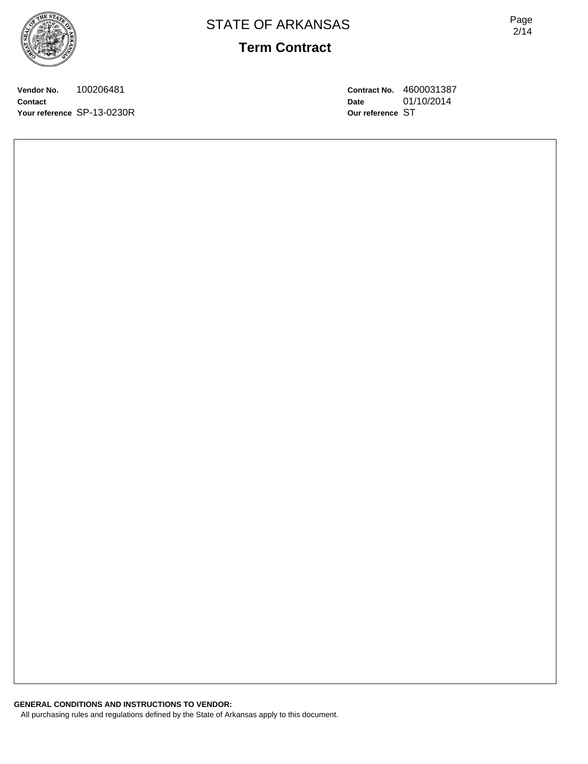# STATE OF ARKANSAS

## Term Contract

**Vendor No.** 100206481
**Contact**
**Your reference** SP-13-0230R

**Contract No.** 4600031387
**Date** 01/10/2014
**Our reference** ST

**GENERAL CONDITIONS AND INSTRUCTIONS TO VENDOR:**

All purchasing rules and regulations defined by the State of Arkansas apply to this document.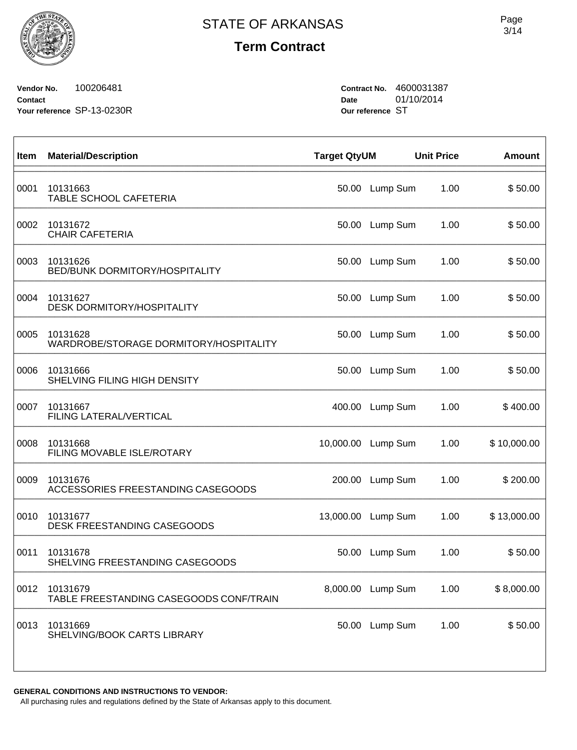# STATE OF ARKANSAS

## Term Contract

**Vendor No.** 100206481
**Contact**
**Your reference** SP-13-0230R

**Contract No.** 4600031387
**Date** 01/10/2014
**Our reference** ST

| Item | Material/Description | Target Qty | UM | Unit Price | Amount |
|---|---|---|---|---|---|
| 0001 | 10131663<br>TABLE SCHOOL CAFETERIA | 50.00 | Lump Sum | 1.00 | $ 50.00 |
| 0002 | 10131672<br>CHAIR CAFETERIA | 50.00 | Lump Sum | 1.00 | $ 50.00 |
| 0003 | 10131626<br>BED/BUNK DORMITORY/HOSPITALITY | 50.00 | Lump Sum | 1.00 | $ 50.00 |
| 0004 | 10131627<br>DESK DORMITORY/HOSPITALITY | 50.00 | Lump Sum | 1.00 | $ 50.00 |
| 0005 | 10131628<br>WARDROBE/STORAGE DORMITORY/HOSPITALITY | 50.00 | Lump Sum | 1.00 | $ 50.00 |
| 0006 | 10131666<br>SHELVING FILING HIGH DENSITY | 50.00 | Lump Sum | 1.00 | $ 50.00 |
| 0007 | 10131667<br>FILING LATERAL/VERTICAL | 400.00 | Lump Sum | 1.00 | $ 400.00 |
| 0008 | 10131668<br>FILING MOVABLE ISLE/ROTARY | 10,000.00 | Lump Sum | 1.00 | $ 10,000.00 |
| 0009 | 10131676<br>ACCESSORIES FREESTANDING CASEGOODS | 200.00 | Lump Sum | 1.00 | $ 200.00 |
| 0010 | 10131677<br>DESK FREESTANDING CASEGOODS | 13,000.00 | Lump Sum | 1.00 | $ 13,000.00 |
| 0011 | 10131678<br>SHELVING FREESTANDING CASEGOODS | 50.00 | Lump Sum | 1.00 | $ 50.00 |
| 0012 | 10131679<br>TABLE FREESTANDING CASEGOODS CONF/TRAIN | 8,000.00 | Lump Sum | 1.00 | $ 8,000.00 |
| 0013 | 10131669<br>SHELVING/BOOK CARTS LIBRARY | 50.00 | Lump Sum | 1.00 | $ 50.00 |

**GENERAL CONDITIONS AND INSTRUCTIONS TO VENDOR:**

All purchasing rules and regulations defined by the State of Arkansas apply to this document.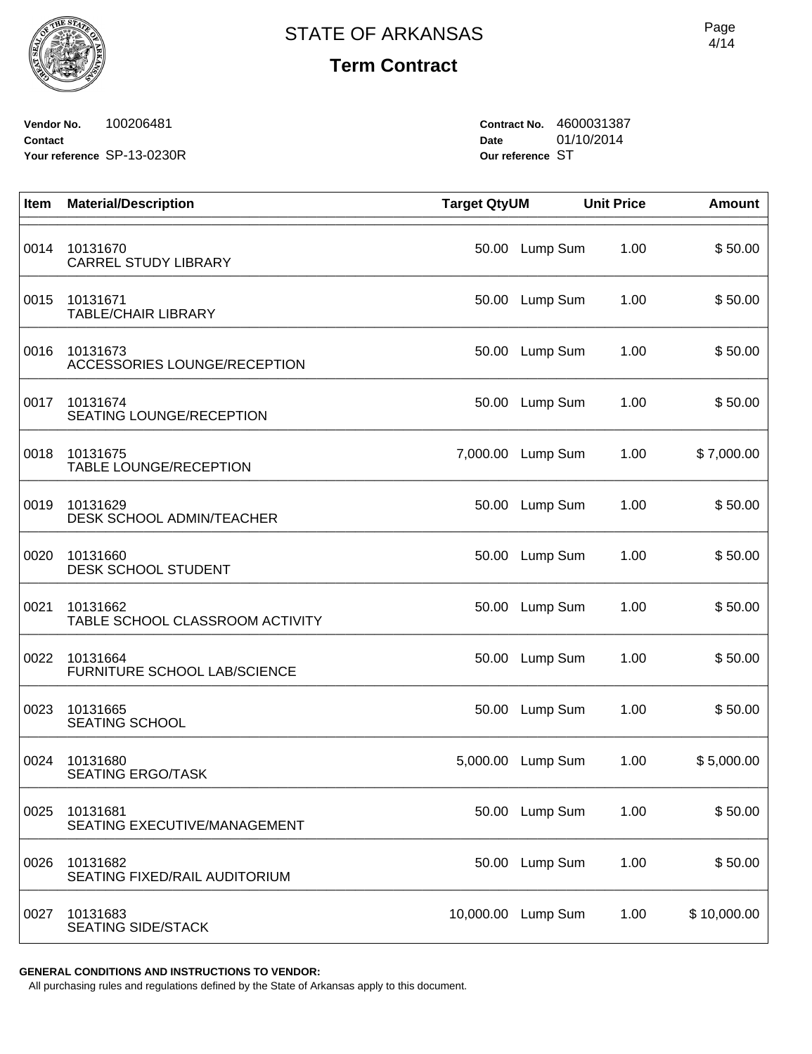# STATE OF ARKANSAS

## Term Contract

**Vendor No.** 100206481
**Contact**
**Your reference** SP-13-0230R

**Contract No.** 4600031387
**Date** 01/10/2014
**Our reference** ST

| Item | Material/Description | Target Qty | UM | Unit Price | Amount |
|---|---|---|---|---|---|
| 0014 | 10131670<br>CARREL STUDY LIBRARY | 50.00 | Lump Sum | 1.00 | $ 50.00 |
| 0015 | 10131671<br>TABLE/CHAIR LIBRARY | 50.00 | Lump Sum | 1.00 | $ 50.00 |
| 0016 | 10131673<br>ACCESSORIES LOUNGE/RECEPTION | 50.00 | Lump Sum | 1.00 | $ 50.00 |
| 0017 | 10131674<br>SEATING LOUNGE/RECEPTION | 50.00 | Lump Sum | 1.00 | $ 50.00 |
| 0018 | 10131675<br>TABLE LOUNGE/RECEPTION | 7,000.00 | Lump Sum | 1.00 | $ 7,000.00 |
| 0019 | 10131629<br>DESK SCHOOL ADMIN/TEACHER | 50.00 | Lump Sum | 1.00 | $ 50.00 |
| 0020 | 10131660<br>DESK SCHOOL STUDENT | 50.00 | Lump Sum | 1.00 | $ 50.00 |
| 0021 | 10131662<br>TABLE SCHOOL CLASSROOM ACTIVITY | 50.00 | Lump Sum | 1.00 | $ 50.00 |
| 0022 | 10131664<br>FURNITURE SCHOOL LAB/SCIENCE | 50.00 | Lump Sum | 1.00 | $ 50.00 |
| 0023 | 10131665<br>SEATING SCHOOL | 50.00 | Lump Sum | 1.00 | $ 50.00 |
| 0024 | 10131680<br>SEATING ERGO/TASK | 5,000.00 | Lump Sum | 1.00 | $ 5,000.00 |
| 0025 | 10131681<br>SEATING EXECUTIVE/MANAGEMENT | 50.00 | Lump Sum | 1.00 | $ 50.00 |
| 0026 | 10131682<br>SEATING FIXED/RAIL AUDITORIUM | 50.00 | Lump Sum | 1.00 | $ 50.00 |
| 0027 | 10131683<br>SEATING SIDE/STACK | 10,000.00 | Lump Sum | 1.00 | $ 10,000.00 |

**GENERAL CONDITIONS AND INSTRUCTIONS TO VENDOR:**
All purchasing rules and regulations defined by the State of Arkansas apply to this document.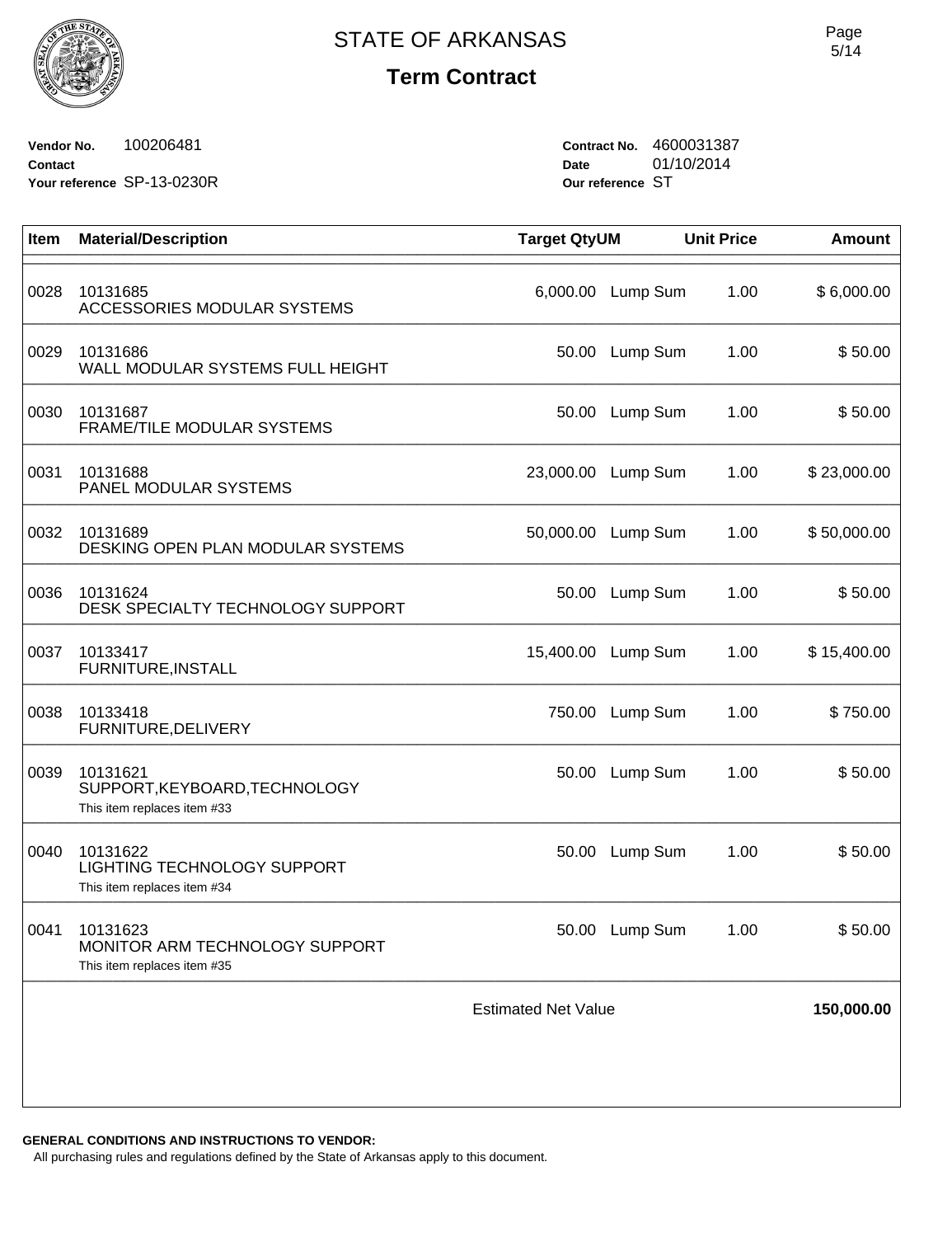# STATE OF ARKANSAS

## Term Contract

**Vendor No.** 100206481
**Contact**
**Your reference** SP-13-0230R

**Contract No.** 4600031387
**Date** 01/10/2014
**Our reference** ST

| Item | Material/Description | Target Qty | UM | Unit Price | Amount |
|---|---|---|---|---|---|
| 0028 | 10131685<br>ACCESSORIES MODULAR SYSTEMS | 6,000.00 | Lump Sum | 1.00 | $ 6,000.00 |
| 0029 | 10131686<br>WALL MODULAR SYSTEMS FULL HEIGHT | 50.00 | Lump Sum | 1.00 | $ 50.00 |
| 0030 | 10131687<br>FRAME/TILE MODULAR SYSTEMS | 50.00 | Lump Sum | 1.00 | $ 50.00 |
| 0031 | 10131688<br>PANEL MODULAR SYSTEMS | 23,000.00 | Lump Sum | 1.00 | $ 23,000.00 |
| 0032 | 10131689<br>DESKING OPEN PLAN MODULAR SYSTEMS | 50,000.00 | Lump Sum | 1.00 | $ 50,000.00 |
| 0036 | 10131624<br>DESK SPECIALTY TECHNOLOGY SUPPORT | 50.00 | Lump Sum | 1.00 | $ 50.00 |
| 0037 | 10133417<br>FURNITURE,INSTALL | 15,400.00 | Lump Sum | 1.00 | $ 15,400.00 |
| 0038 | 10133418<br>FURNITURE,DELIVERY | 750.00 | Lump Sum | 1.00 | $ 750.00 |
| 0039 | 10131621<br>SUPPORT,KEYBOARD,TECHNOLOGY<br>This item replaces item #33 | 50.00 | Lump Sum | 1.00 | $ 50.00 |
| 0040 | 10131622<br>LIGHTING TECHNOLOGY SUPPORT<br>This item replaces item #34 | 50.00 | Lump Sum | 1.00 | $ 50.00 |
| 0041 | 10131623<br>MONITOR ARM TECHNOLOGY SUPPORT<br>This item replaces item #35 | 50.00 | Lump Sum | 1.00 | $ 50.00 |
| | | Estimated Net Value | | | **150,000.00** |

**GENERAL CONDITIONS AND INSTRUCTIONS TO VENDOR:**

All purchasing rules and regulations defined by the State of Arkansas apply to this document.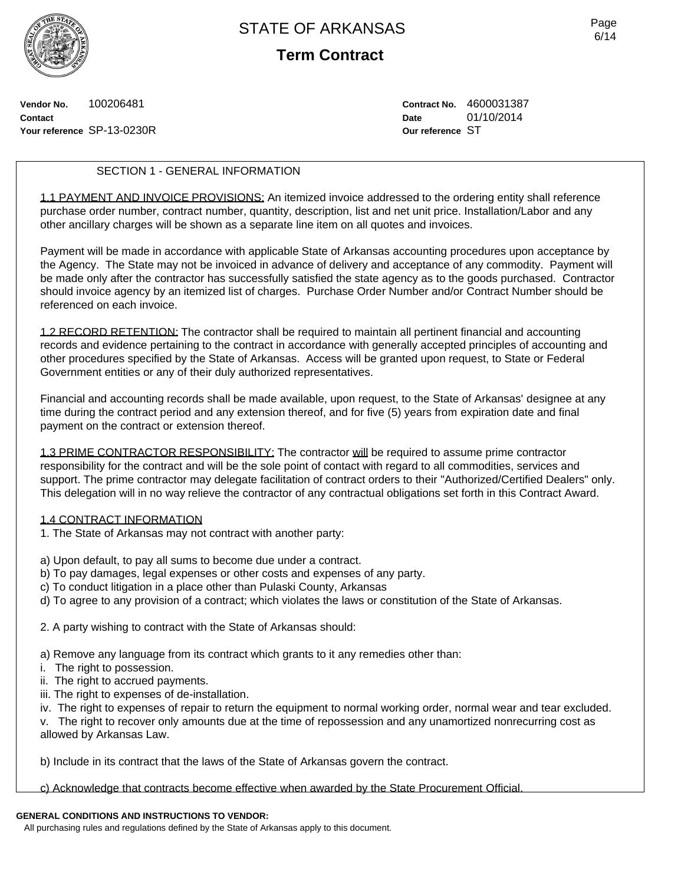# STATE OF ARKANSAS

## Term Contract

**Vendor No.** 100206481
**Contact**
**Your reference** SP-13-0230R

**Contract No.** 4600031387
**Date** 01/10/2014
**Our reference** ST

SECTION 1 - GENERAL INFORMATION

1.1 PAYMENT AND INVOICE PROVISIONS: An itemized invoice addressed to the ordering entity shall reference purchase order number, contract number, quantity, description, list and net unit price. Installation/Labor and any other ancillary charges will be shown as a separate line item on all quotes and invoices.

Payment will be made in accordance with applicable State of Arkansas accounting procedures upon acceptance by the Agency. The State may not be invoiced in advance of delivery and acceptance of any commodity. Payment will be made only after the contractor has successfully satisfied the state agency as to the goods purchased. Contractor should invoice agency by an itemized list of charges. Purchase Order Number and/or Contract Number should be referenced on each invoice.

1.2 RECORD RETENTION: The contractor shall be required to maintain all pertinent financial and accounting records and evidence pertaining to the contract in accordance with generally accepted principles of accounting and other procedures specified by the State of Arkansas. Access will be granted upon request, to State or Federal Government entities or any of their duly authorized representatives.

Financial and accounting records shall be made available, upon request, to the State of Arkansas' designee at any time during the contract period and any extension thereof, and for five (5) years from expiration date and final payment on the contract or extension thereof.

1.3 PRIME CONTRACTOR RESPONSIBILITY: The contractor will be required to assume prime contractor responsibility for the contract and will be the sole point of contact with regard to all commodities, services and support. The prime contractor may delegate facilitation of contract orders to their "Authorized/Certified Dealers" only. This delegation will in no way relieve the contractor of any contractual obligations set forth in this Contract Award.

1.4 CONTRACT INFORMATION

1. The State of Arkansas may not contract with another party:

a) Upon default, to pay all sums to become due under a contract.
b) To pay damages, legal expenses or other costs and expenses of any party.
c) To conduct litigation in a place other than Pulaski County, Arkansas
d) To agree to any provision of a contract; which violates the laws or constitution of the State of Arkansas.

2. A party wishing to contract with the State of Arkansas should:

a) Remove any language from its contract which grants to it any remedies other than:
i. The right to possession.
ii. The right to accrued payments.
iii. The right to expenses of de-installation.
iv. The right to expenses of repair to return the equipment to normal working order, normal wear and tear excluded.
v. The right to recover only amounts due at the time of repossession and any unamortized nonrecurring cost as allowed by Arkansas Law.

b) Include in its contract that the laws of the State of Arkansas govern the contract.

c) Acknowledge that contracts become effective when awarded by the State Procurement Official.

**GENERAL CONDITIONS AND INSTRUCTIONS TO VENDOR:**
All purchasing rules and regulations defined by the State of Arkansas apply to this document.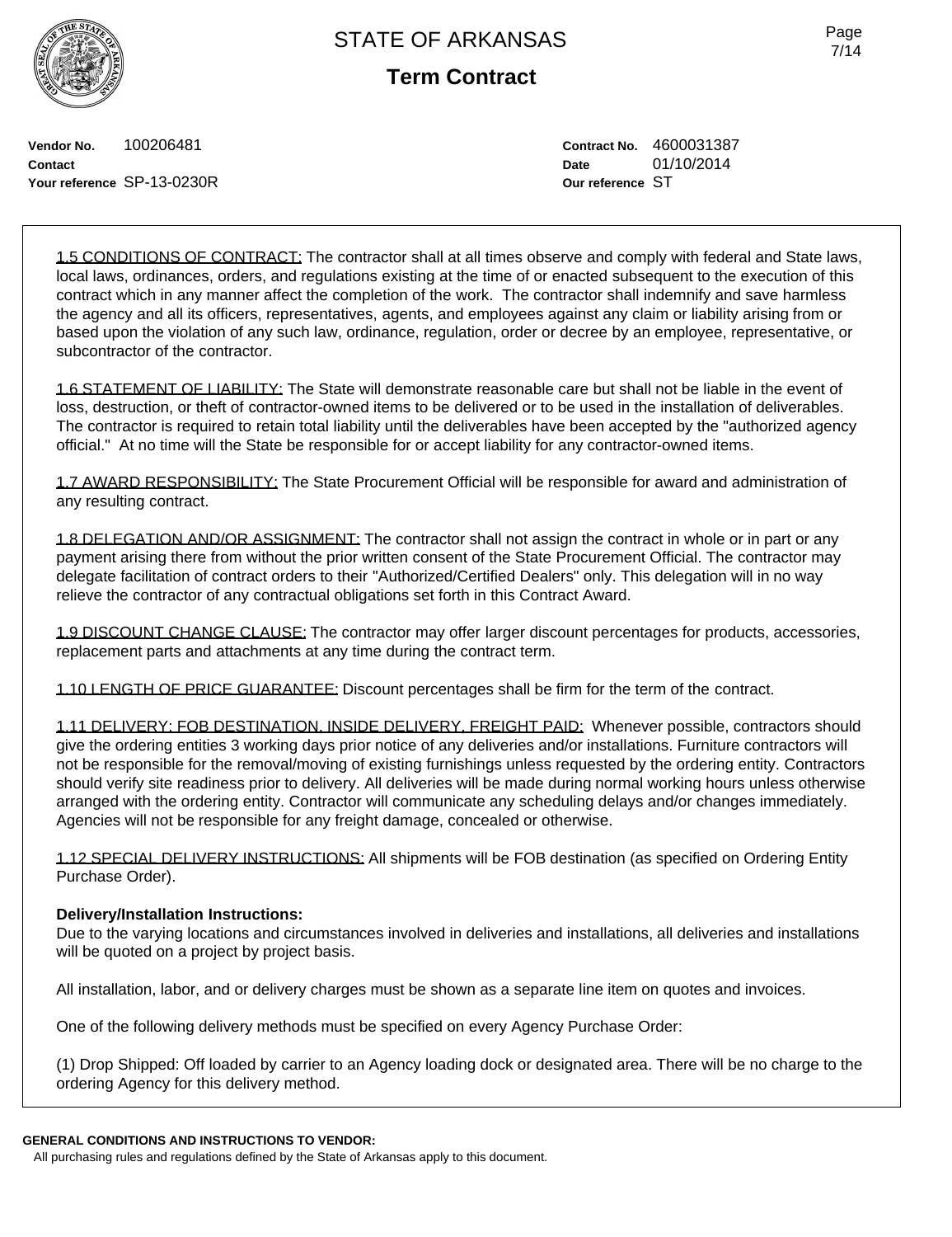# STATE OF ARKANSAS

## Term Contract

**Vendor No.** 100206481
**Contact**
**Your reference** SP-13-0230R

**Contract No.** 4600031387
**Date** 01/10/2014
**Our reference** ST

1.5 CONDITIONS OF CONTRACT: The contractor shall at all times observe and comply with federal and State laws, local laws, ordinances, orders, and regulations existing at the time of or enacted subsequent to the execution of this contract which in any manner affect the completion of the work. The contractor shall indemnify and save harmless the agency and all its officers, representatives, agents, and employees against any claim or liability arising from or based upon the violation of any such law, ordinance, regulation, order or decree by an employee, representative, or subcontractor of the contractor.

1.6 STATEMENT OF LIABILITY: The State will demonstrate reasonable care but shall not be liable in the event of loss, destruction, or theft of contractor-owned items to be delivered or to be used in the installation of deliverables. The contractor is required to retain total liability until the deliverables have been accepted by the "authorized agency official." At no time will the State be responsible for or accept liability for any contractor-owned items.

1.7 AWARD RESPONSIBILITY: The State Procurement Official will be responsible for award and administration of any resulting contract.

1.8 DELEGATION AND/OR ASSIGNMENT: The contractor shall not assign the contract in whole or in part or any payment arising there from without the prior written consent of the State Procurement Official. The contractor may delegate facilitation of contract orders to their "Authorized/Certified Dealers" only. This delegation will in no way relieve the contractor of any contractual obligations set forth in this Contract Award.

1.9 DISCOUNT CHANGE CLAUSE: The contractor may offer larger discount percentages for products, accessories, replacement parts and attachments at any time during the contract term.

1.10 LENGTH OF PRICE GUARANTEE: Discount percentages shall be firm for the term of the contract.

1.11 DELIVERY: FOB DESTINATION, INSIDE DELIVERY, FREIGHT PAID: Whenever possible, contractors should give the ordering entities 3 working days prior notice of any deliveries and/or installations. Furniture contractors will not be responsible for the removal/moving of existing furnishings unless requested by the ordering entity. Contractors should verify site readiness prior to delivery. All deliveries will be made during normal working hours unless otherwise arranged with the ordering entity. Contractor will communicate any scheduling delays and/or changes immediately. Agencies will not be responsible for any freight damage, concealed or otherwise.

1.12 SPECIAL DELIVERY INSTRUCTIONS: All shipments will be FOB destination (as specified on Ordering Entity Purchase Order).

**Delivery/Installation Instructions:**
Due to the varying locations and circumstances involved in deliveries and installations, all deliveries and installations will be quoted on a project by project basis.

All installation, labor, and or delivery charges must be shown as a separate line item on quotes and invoices.

One of the following delivery methods must be specified on every Agency Purchase Order:

(1) Drop Shipped: Off loaded by carrier to an Agency loading dock or designated area. There will be no charge to the ordering Agency for this delivery method.

**GENERAL CONDITIONS AND INSTRUCTIONS TO VENDOR:**
All purchasing rules and regulations defined by the State of Arkansas apply to this document.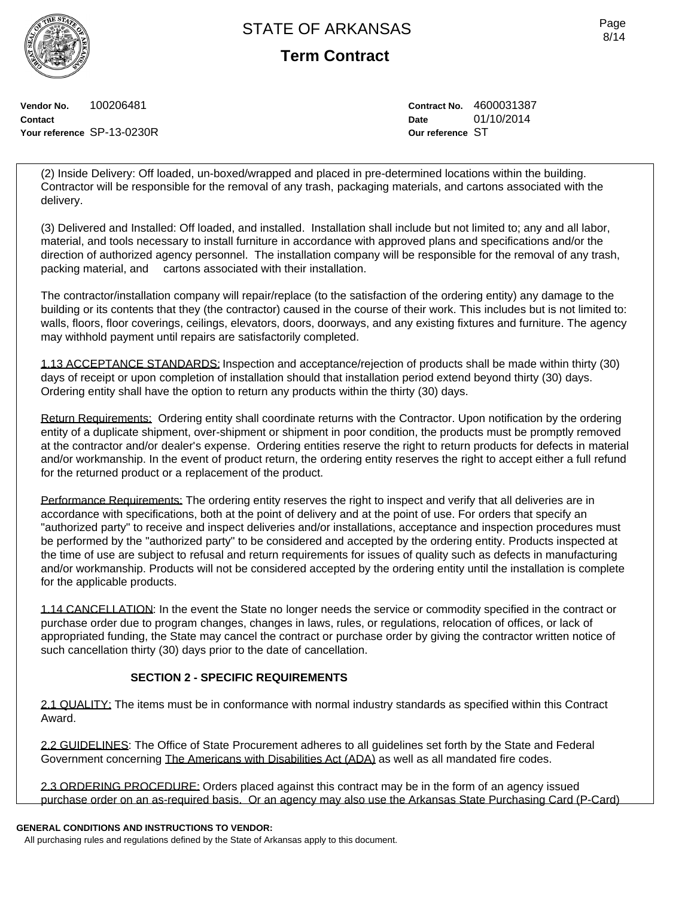**STATE OF ARKANSAS**

**Term Contract**

**Vendor No.** 100206481
**Contact**
**Your reference** SP-13-0230R

**Contract No.** 4600031387
**Date** 01/10/2014
**Our reference** ST

(2) Inside Delivery: Off loaded, un-boxed/wrapped and placed in pre-determined locations within the building. Contractor will be responsible for the removal of any trash, packaging materials, and cartons associated with the delivery.

(3) Delivered and Installed: Off loaded, and installed. Installation shall include but not limited to; any and all labor, material, and tools necessary to install furniture in accordance with approved plans and specifications and/or the direction of authorized agency personnel. The installation company will be responsible for the removal of any trash, packing material, and cartons associated with their installation.

The contractor/installation company will repair/replace (to the satisfaction of the ordering entity) any damage to the building or its contents that they (the contractor) caused in the course of their work. This includes but is not limited to: walls, floors, floor coverings, ceilings, elevators, doors, doorways, and any existing fixtures and furniture. The agency may withhold payment until repairs are satisfactorily completed.

<u>1.13 ACCEPTANCE STANDARDS:</u> Inspection and acceptance/rejection of products shall be made within thirty (30) days of receipt or upon completion of installation should that installation period extend beyond thirty (30) days. Ordering entity shall have the option to return any products within the thirty (30) days.

<u>Return Requirements:</u> Ordering entity shall coordinate returns with the Contractor. Upon notification by the ordering entity of a duplicate shipment, over-shipment or shipment in poor condition, the products must be promptly removed at the contractor and/or dealer's expense. Ordering entities reserve the right to return products for defects in material and/or workmanship. In the event of product return, the ordering entity reserves the right to accept either a full refund for the returned product or a replacement of the product.

<u>Performance Requirements:</u> The ordering entity reserves the right to inspect and verify that all deliveries are in accordance with specifications, both at the point of delivery and at the point of use. For orders that specify an "authorized party" to receive and inspect deliveries and/or installations, acceptance and inspection procedures must be performed by the "authorized party" to be considered and accepted by the ordering entity. Products inspected at the time of use are subject to refusal and return requirements for issues of quality such as defects in manufacturing and/or workmanship. Products will not be considered accepted by the ordering entity until the installation is complete for the applicable products.

<u>1.14 CANCELLATION</u>: In the event the State no longer needs the service or commodity specified in the contract or purchase order due to program changes, changes in laws, rules, or regulations, relocation of offices, or lack of appropriated funding, the State may cancel the contract or purchase order by giving the contractor written notice of such cancellation thirty (30) days prior to the date of cancellation.

## SECTION 2 - SPECIFIC REQUIREMENTS

<u>2.1 QUALITY:</u> The items must be in conformance with normal industry standards as specified within this Contract Award.

<u>2.2 GUIDELINES</u>: The Office of State Procurement adheres to all guidelines set forth by the State and Federal Government concerning <u>The Americans with Disabilities Act (ADA)</u> as well as all mandated fire codes.

<u>2.3 ORDERING PROCEDURE:</u> Orders placed against this contract may be in the form of an agency issued purchase order on an as-required basis. Or an agency may also use the Arkansas State Purchasing Card (P-Card)

**GENERAL CONDITIONS AND INSTRUCTIONS TO VENDOR:**
All purchasing rules and regulations defined by the State of Arkansas apply to this document.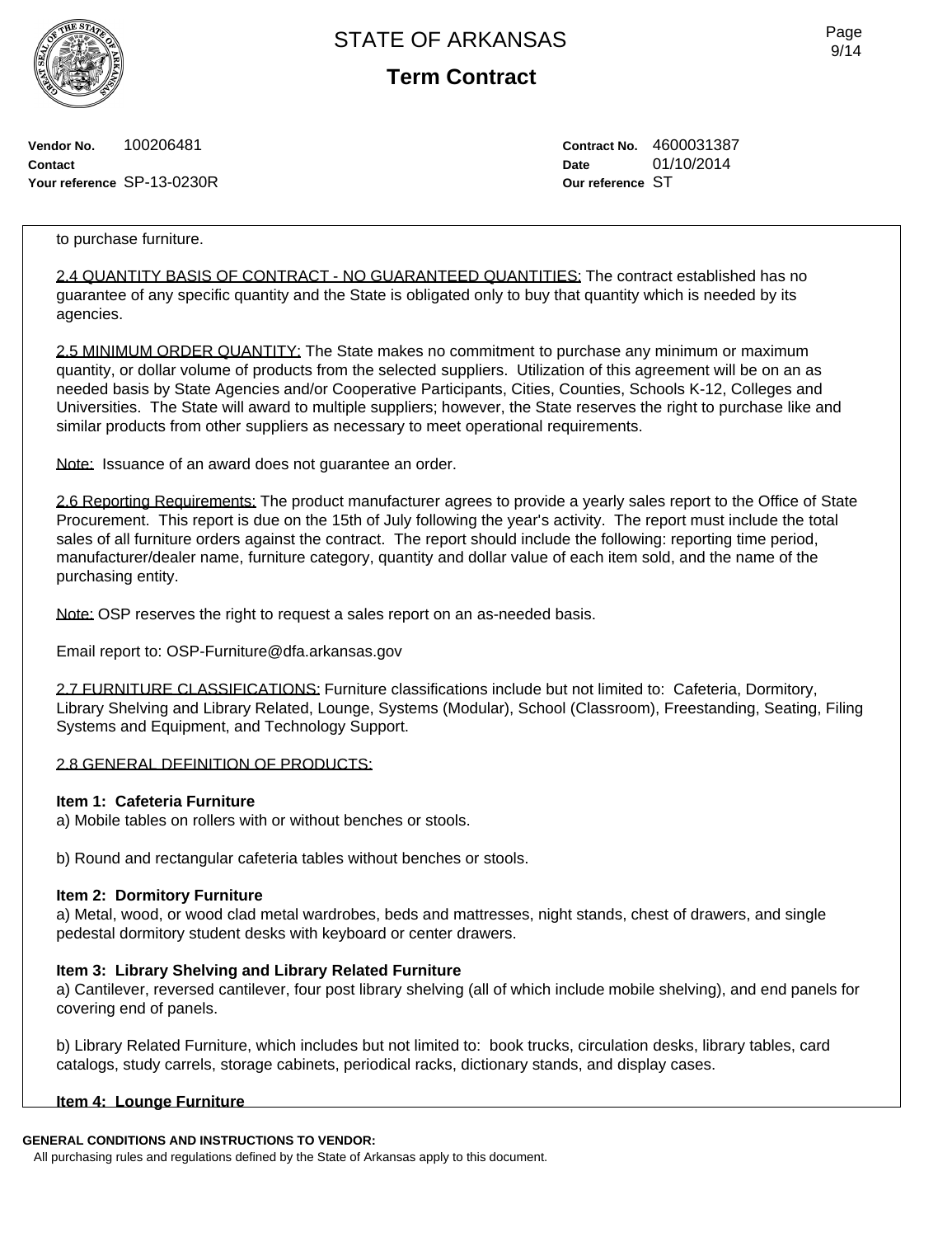to purchase furniture.

2.4 QUANTITY BASIS OF CONTRACT - NO GUARANTEED QUANTITIES: The contract established has no guarantee of any specific quantity and the State is obligated only to buy that quantity which is needed by its agencies.

2.5 MINIMUM ORDER QUANTITY: The State makes no commitment to purchase any minimum or maximum quantity, or dollar volume of products from the selected suppliers. Utilization of this agreement will be on an as needed basis by State Agencies and/or Cooperative Participants, Cities, Counties, Schools K-12, Colleges and Universities. The State will award to multiple suppliers; however, the State reserves the right to purchase like and similar products from other suppliers as necessary to meet operational requirements.

Note: Issuance of an award does not guarantee an order.

2.6 Reporting Requirements: The product manufacturer agrees to provide a yearly sales report to the Office of State Procurement. This report is due on the 15th of July following the year's activity. The report must include the total sales of all furniture orders against the contract. The report should include the following: reporting time period, manufacturer/dealer name, furniture category, quantity and dollar value of each item sold, and the name of the purchasing entity.

Note: OSP reserves the right to request a sales report on an as-needed basis.

Email report to: OSP-Furniture@dfa.arkansas.gov

2.7 FURNITURE CLASSIFICATIONS: Furniture classifications include but not limited to: Cafeteria, Dormitory, Library Shelving and Library Related, Lounge, Systems (Modular), School (Classroom), Freestanding, Seating, Filing Systems and Equipment, and Technology Support.

2.8 GENERAL DEFINITION OF PRODUCTS:

**Item 1: Cafeteria Furniture**
a) Mobile tables on rollers with or without benches or stools.

b) Round and rectangular cafeteria tables without benches or stools.

**Item 2: Dormitory Furniture**
a) Metal, wood, or wood clad metal wardrobes, beds and mattresses, night stands, chest of drawers, and single pedestal dormitory student desks with keyboard or center drawers.

**Item 3: Library Shelving and Library Related Furniture**
a) Cantilever, reversed cantilever, four post library shelving (all of which include mobile shelving), and end panels for covering end of panels.

b) Library Related Furniture, which includes but not limited to: book trucks, circulation desks, library tables, card catalogs, study carrels, storage cabinets, periodical racks, dictionary stands, and display cases.

**Item 4: Lounge Furniture**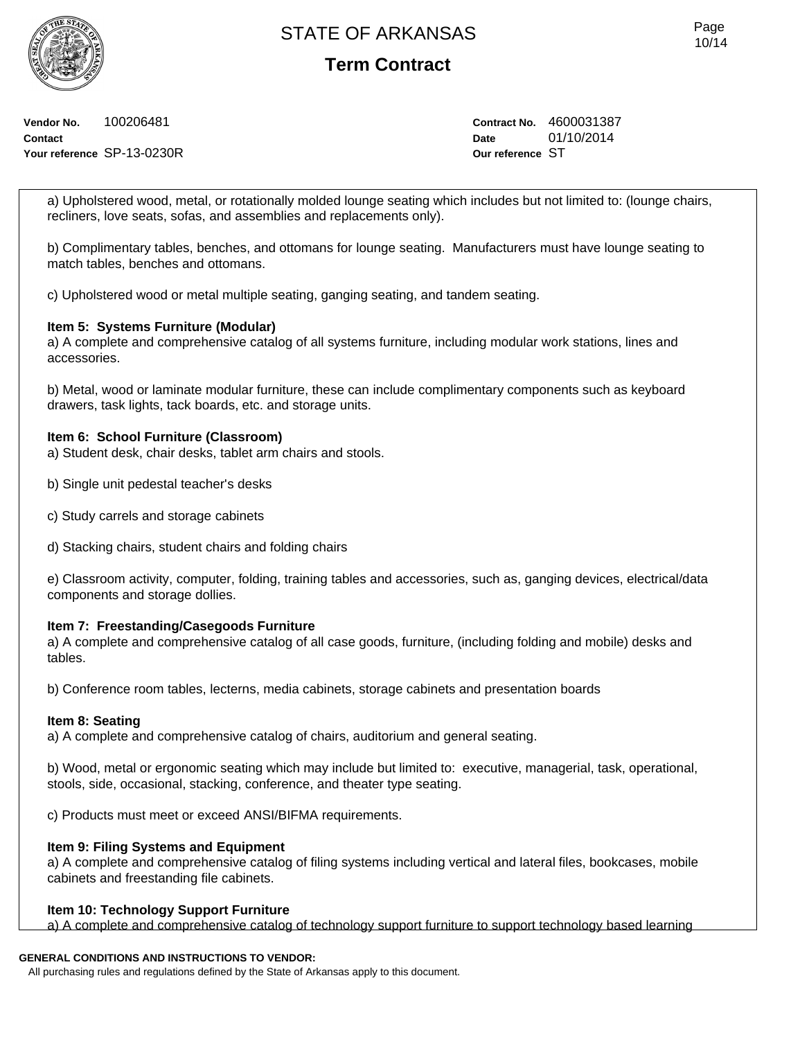Vendor No. 100206481
Contact
Your reference SP-13-0230R

Contract No. 4600031387
Date 01/10/2014
Our reference ST

a) Upholstered wood, metal, or rotationally molded lounge seating which includes but not limited to: (lounge chairs, recliners, love seats, sofas, and assemblies and replacements only).

b) Complimentary tables, benches, and ottomans for lounge seating. Manufacturers must have lounge seating to match tables, benches and ottomans.

c) Upholstered wood or metal multiple seating, ganging seating, and tandem seating.

**Item 5: Systems Furniture (Modular)**
a) A complete and comprehensive catalog of all systems furniture, including modular work stations, lines and accessories.

b) Metal, wood or laminate modular furniture, these can include complimentary components such as keyboard drawers, task lights, tack boards, etc. and storage units.

**Item 6: School Furniture (Classroom)**
a) Student desk, chair desks, tablet arm chairs and stools.

b) Single unit pedestal teacher's desks

c) Study carrels and storage cabinets

d) Stacking chairs, student chairs and folding chairs

e) Classroom activity, computer, folding, training tables and accessories, such as, ganging devices, electrical/data components and storage dollies.

**Item 7: Freestanding/Casegoods Furniture**
a) A complete and comprehensive catalog of all case goods, furniture, (including folding and mobile) desks and tables.

b) Conference room tables, lecterns, media cabinets, storage cabinets and presentation boards

**Item 8: Seating**
a) A complete and comprehensive catalog of chairs, auditorium and general seating.

b) Wood, metal or ergonomic seating which may include but limited to: executive, managerial, task, operational, stools, side, occasional, stacking, conference, and theater type seating.

c) Products must meet or exceed ANSI/BIFMA requirements.

**Item 9: Filing Systems and Equipment**
a) A complete and comprehensive catalog of filing systems including vertical and lateral files, bookcases, mobile cabinets and freestanding file cabinets.

**Item 10: Technology Support Furniture**
a) A complete and comprehensive catalog of technology support furniture to support technology based learning

**GENERAL CONDITIONS AND INSTRUCTIONS TO VENDOR:**
All purchasing rules and regulations defined by the State of Arkansas apply to this document.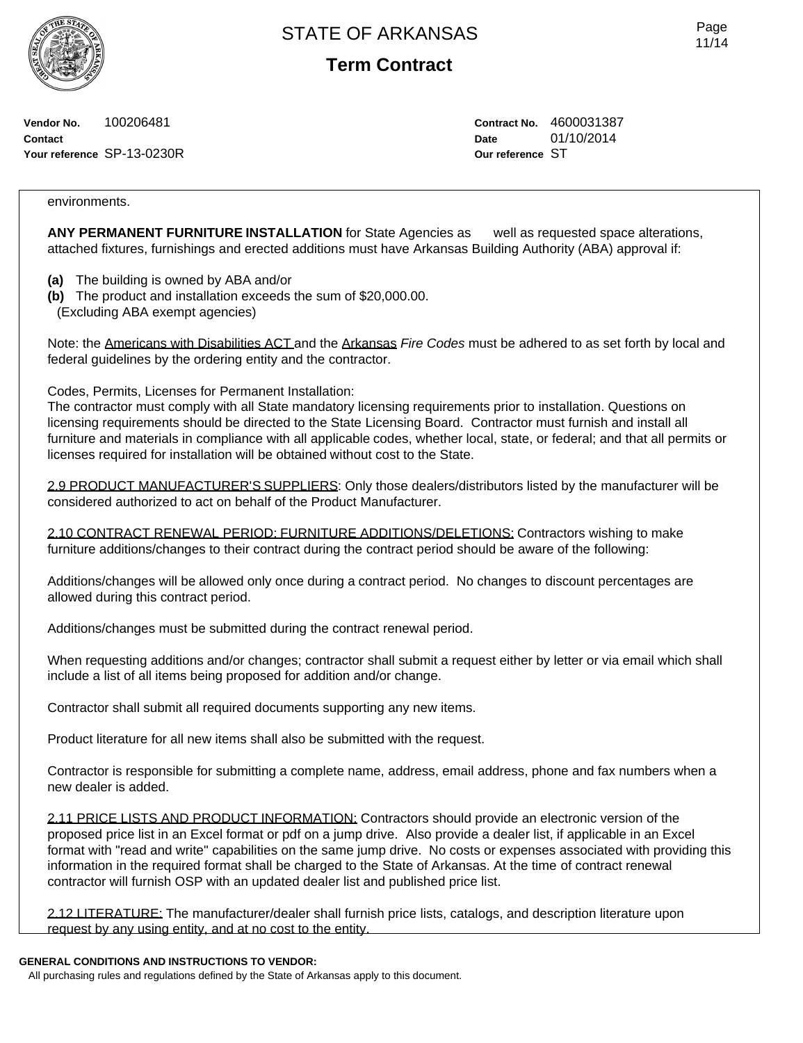Vendor No. 100206481
Contact
Your reference SP-13-0230R

Contract No. 4600031387
Date 01/10/2014
Our reference ST

environments.

**ANY PERMANENT FURNITURE INSTALLATION** for State Agencies as well as requested space alterations, attached fixtures, furnishings and erected additions must have Arkansas Building Authority (ABA) approval if:

**(a)** The building is owned by ABA and/or
**(b)** The product and installation exceeds the sum of $20,000.00.
(Excluding ABA exempt agencies)

Note: the Americans with Disabilities ACT and the Arkansas *Fire Codes* must be adhered to as set forth by local and federal guidelines by the ordering entity and the contractor.

Codes, Permits, Licenses for Permanent Installation:
The contractor must comply with all State mandatory licensing requirements prior to installation. Questions on licensing requirements should be directed to the State Licensing Board. Contractor must furnish and install all furniture and materials in compliance with all applicable codes, whether local, state, or federal; and that all permits or licenses required for installation will be obtained without cost to the State.

2.9 PRODUCT MANUFACTURER'S SUPPLIERS: Only those dealers/distributors listed by the manufacturer will be considered authorized to act on behalf of the Product Manufacturer.

2.10 CONTRACT RENEWAL PERIOD: FURNITURE ADDITIONS/DELETIONS: Contractors wishing to make furniture additions/changes to their contract during the contract period should be aware of the following:

Additions/changes will be allowed only once during a contract period. No changes to discount percentages are allowed during this contract period.

Additions/changes must be submitted during the contract renewal period.

When requesting additions and/or changes; contractor shall submit a request either by letter or via email which shall include a list of all items being proposed for addition and/or change.

Contractor shall submit all required documents supporting any new items.

Product literature for all new items shall also be submitted with the request.

Contractor is responsible for submitting a complete name, address, email address, phone and fax numbers when a new dealer is added.

2.11 PRICE LISTS AND PRODUCT INFORMATION: Contractors should provide an electronic version of the proposed price list in an Excel format or pdf on a jump drive. Also provide a dealer list, if applicable in an Excel format with "read and write" capabilities on the same jump drive. No costs or expenses associated with providing this information in the required format shall be charged to the State of Arkansas. At the time of contract renewal contractor will furnish OSP with an updated dealer list and published price list.

2.12 LITERATURE: The manufacturer/dealer shall furnish price lists, catalogs, and description literature upon request by any using entity, and at no cost to the entity.

**GENERAL CONDITIONS AND INSTRUCTIONS TO VENDOR:**
All purchasing rules and regulations defined by the State of Arkansas apply to this document.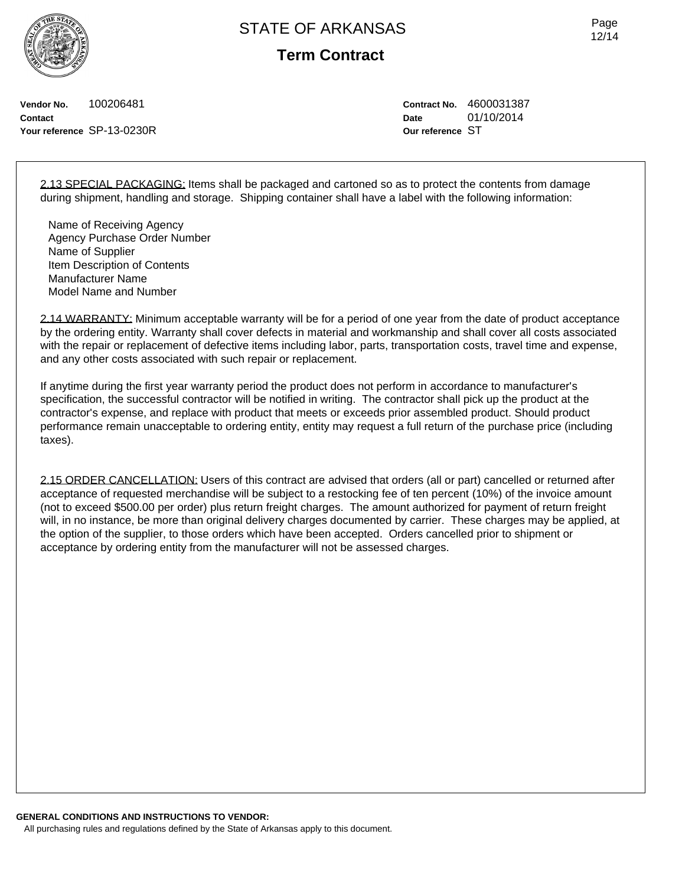STATE OF ARKANSAS

**Term Contract**

**Vendor No.** 100206481
**Contact**
**Your reference** SP-13-0230R

**Contract No.** 4600031387
**Date** 01/10/2014
**Our reference** ST

2.13 SPECIAL PACKAGING: Items shall be packaged and cartoned so as to protect the contents from damage during shipment, handling and storage. Shipping container shall have a label with the following information:

Name of Receiving Agency
Agency Purchase Order Number
Name of Supplier
Item Description of Contents
Manufacturer Name
Model Name and Number

2.14 WARRANTY: Minimum acceptable warranty will be for a period of one year from the date of product acceptance by the ordering entity. Warranty shall cover defects in material and workmanship and shall cover all costs associated with the repair or replacement of defective items including labor, parts, transportation costs, travel time and expense, and any other costs associated with such repair or replacement.

If anytime during the first year warranty period the product does not perform in accordance to manufacturer's specification, the successful contractor will be notified in writing. The contractor shall pick up the product at the contractor's expense, and replace with product that meets or exceeds prior assembled product. Should product performance remain unacceptable to ordering entity, entity may request a full return of the purchase price (including taxes).

2.15 ORDER CANCELLATION: Users of this contract are advised that orders (all or part) cancelled or returned after acceptance of requested merchandise will be subject to a restocking fee of ten percent (10%) of the invoice amount (not to exceed $500.00 per order) plus return freight charges. The amount authorized for payment of return freight will, in no instance, be more than original delivery charges documented by carrier. These charges may be applied, at the option of the supplier, to those orders which have been accepted. Orders cancelled prior to shipment or acceptance by ordering entity from the manufacturer will not be assessed charges.

**GENERAL CONDITIONS AND INSTRUCTIONS TO VENDOR:**
All purchasing rules and regulations defined by the State of Arkansas apply to this document.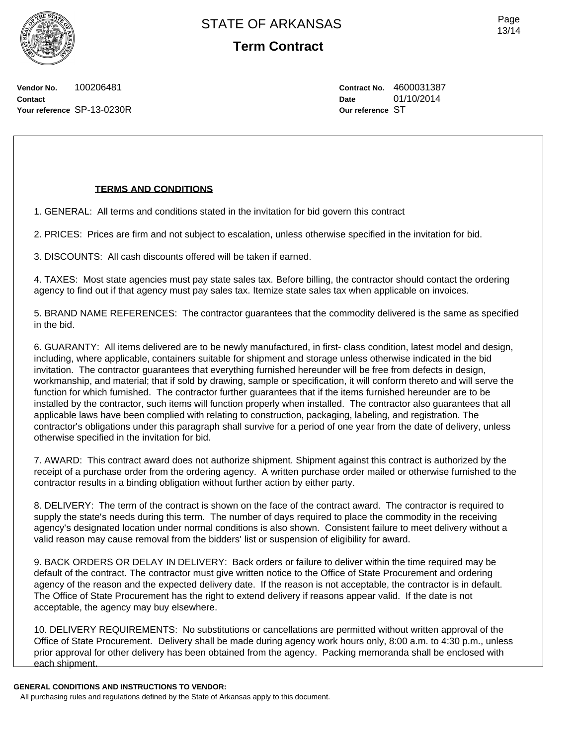STATE OF ARKANSAS

**Term Contract**

**Vendor No.** 100206481
**Contact**
**Your reference** SP-13-0230R

**Contract No.** 4600031387
**Date** 01/10/2014
**Our reference** ST

**TERMS AND CONDITIONS**

1. GENERAL: All terms and conditions stated in the invitation for bid govern this contract

2. PRICES: Prices are firm and not subject to escalation, unless otherwise specified in the invitation for bid.

3. DISCOUNTS: All cash discounts offered will be taken if earned.

4. TAXES: Most state agencies must pay state sales tax. Before billing, the contractor should contact the ordering agency to find out if that agency must pay sales tax. Itemize state sales tax when applicable on invoices.

5. BRAND NAME REFERENCES: The contractor guarantees that the commodity delivered is the same as specified in the bid.

6. GUARANTY: All items delivered are to be newly manufactured, in first- class condition, latest model and design, including, where applicable, containers suitable for shipment and storage unless otherwise indicated in the bid invitation. The contractor guarantees that everything furnished hereunder will be free from defects in design, workmanship, and material; that if sold by drawing, sample or specification, it will conform thereto and will serve the function for which furnished. The contractor further guarantees that if the items furnished hereunder are to be installed by the contractor, such items will function properly when installed. The contractor also guarantees that all applicable laws have been complied with relating to construction, packaging, labeling, and registration. The contractor's obligations under this paragraph shall survive for a period of one year from the date of delivery, unless otherwise specified in the invitation for bid.

7. AWARD: This contract award does not authorize shipment. Shipment against this contract is authorized by the receipt of a purchase order from the ordering agency. A written purchase order mailed or otherwise furnished to the contractor results in a binding obligation without further action by either party.

8. DELIVERY: The term of the contract is shown on the face of the contract award. The contractor is required to supply the state's needs during this term. The number of days required to place the commodity in the receiving agency's designated location under normal conditions is also shown. Consistent failure to meet delivery without a valid reason may cause removal from the bidders' list or suspension of eligibility for award.

9. BACK ORDERS OR DELAY IN DELIVERY: Back orders or failure to deliver within the time required may be default of the contract. The contractor must give written notice to the Office of State Procurement and ordering agency of the reason and the expected delivery date. If the reason is not acceptable, the contractor is in default. The Office of State Procurement has the right to extend delivery if reasons appear valid. If the date is not acceptable, the agency may buy elsewhere.

10. DELIVERY REQUIREMENTS: No substitutions or cancellations are permitted without written approval of the Office of State Procurement. Delivery shall be made during agency work hours only, 8:00 a.m. to 4:30 p.m., unless prior approval for other delivery has been obtained from the agency. Packing memoranda shall be enclosed with each shipment.

**GENERAL CONDITIONS AND INSTRUCTIONS TO VENDOR:**

All purchasing rules and regulations defined by the State of Arkansas apply to this document.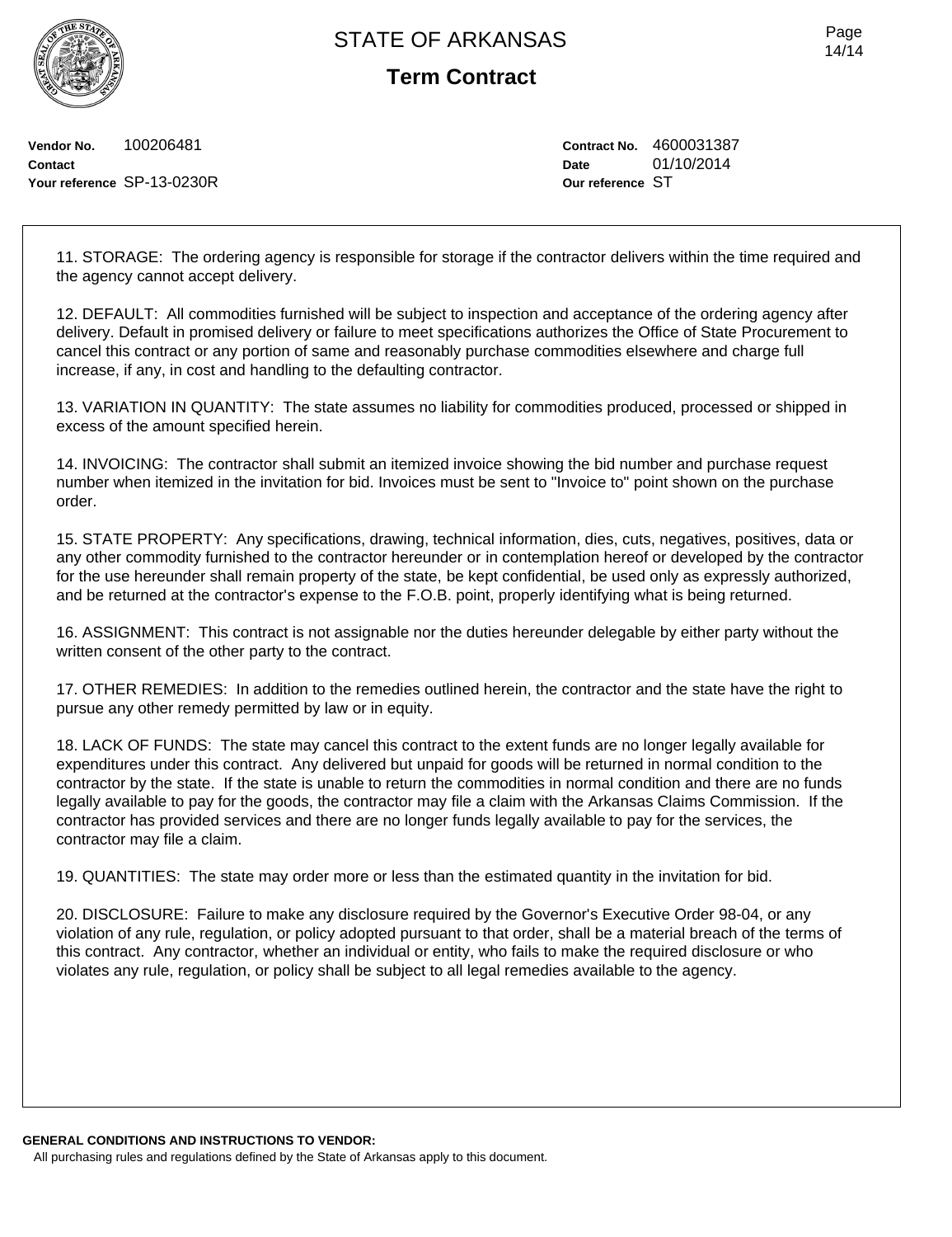# STATE OF ARKANSAS

## Term Contract

**Vendor No.** 100206481
**Contact**
**Your reference** SP-13-0230R

**Contract No.** 4600031387
**Date** 01/10/2014
**Our reference** ST

11. STORAGE: The ordering agency is responsible for storage if the contractor delivers within the time required and the agency cannot accept delivery.

12. DEFAULT: All commodities furnished will be subject to inspection and acceptance of the ordering agency after delivery. Default in promised delivery or failure to meet specifications authorizes the Office of State Procurement to cancel this contract or any portion of same and reasonably purchase commodities elsewhere and charge full increase, if any, in cost and handling to the defaulting contractor.

13. VARIATION IN QUANTITY: The state assumes no liability for commodities produced, processed or shipped in excess of the amount specified herein.

14. INVOICING: The contractor shall submit an itemized invoice showing the bid number and purchase request number when itemized in the invitation for bid. Invoices must be sent to "Invoice to" point shown on the purchase order.

15. STATE PROPERTY: Any specifications, drawing, technical information, dies, cuts, negatives, positives, data or any other commodity furnished to the contractor hereunder or in contemplation hereof or developed by the contractor for the use hereunder shall remain property of the state, be kept confidential, be used only as expressly authorized, and be returned at the contractor's expense to the F.O.B. point, properly identifying what is being returned.

16. ASSIGNMENT: This contract is not assignable nor the duties hereunder delegable by either party without the written consent of the other party to the contract.

17. OTHER REMEDIES: In addition to the remedies outlined herein, the contractor and the state have the right to pursue any other remedy permitted by law or in equity.

18. LACK OF FUNDS: The state may cancel this contract to the extent funds are no longer legally available for expenditures under this contract. Any delivered but unpaid for goods will be returned in normal condition to the contractor by the state. If the state is unable to return the commodities in normal condition and there are no funds legally available to pay for the goods, the contractor may file a claim with the Arkansas Claims Commission. If the contractor has provided services and there are no longer funds legally available to pay for the services, the contractor may file a claim.

19. QUANTITIES: The state may order more or less than the estimated quantity in the invitation for bid.

20. DISCLOSURE: Failure to make any disclosure required by the Governor's Executive Order 98-04, or any violation of any rule, regulation, or policy adopted pursuant to that order, shall be a material breach of the terms of this contract. Any contractor, whether an individual or entity, who fails to make the required disclosure or who violates any rule, regulation, or policy shall be subject to all legal remedies available to the agency.

**GENERAL CONDITIONS AND INSTRUCTIONS TO VENDOR:**
All purchasing rules and regulations defined by the State of Arkansas apply to this document.